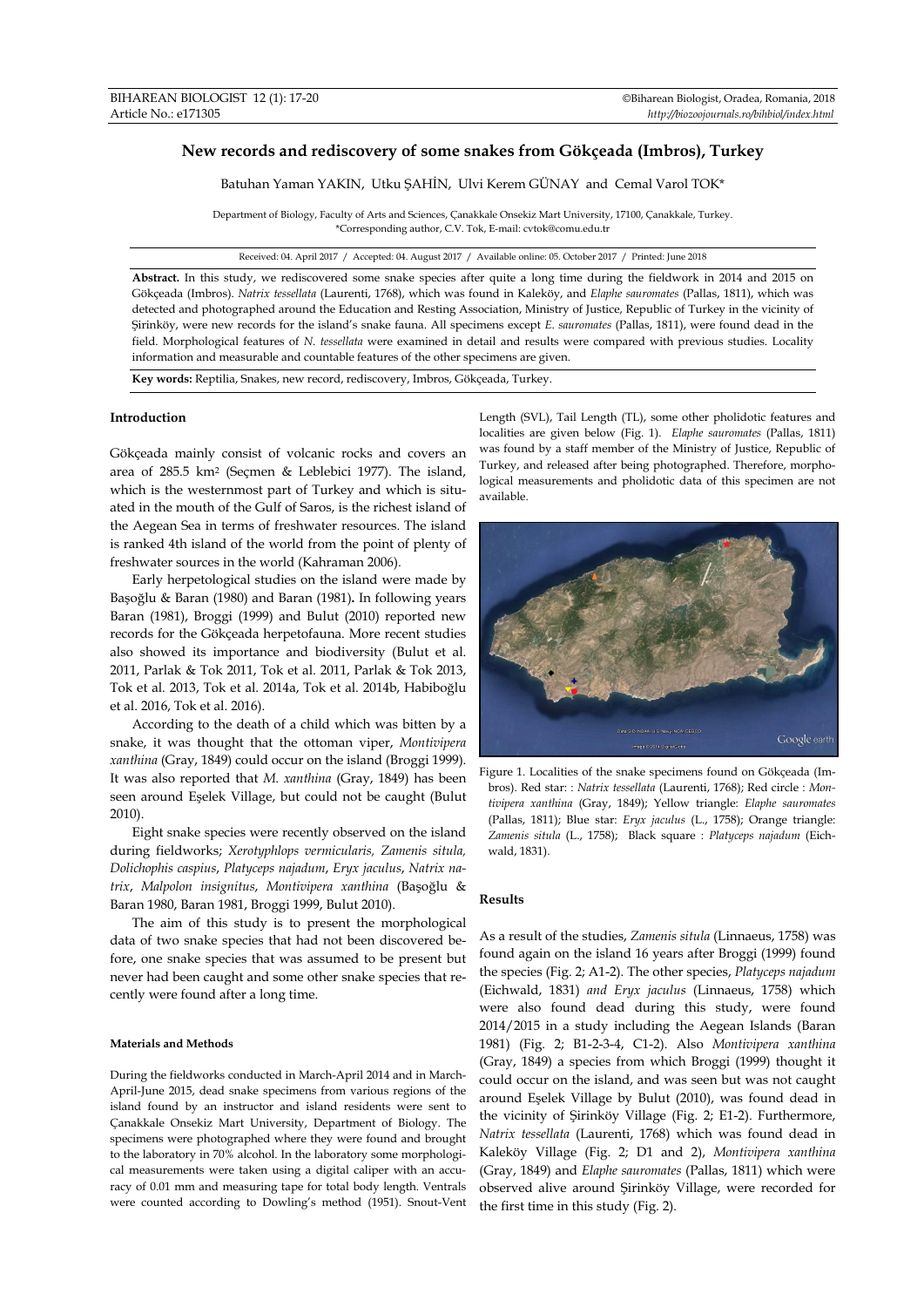# New records and rediscovery of some snakes from Gökçeada (Imbros), Turkey

Batuhan Yaman YAKIN, Utku ŞAHİN, Ulvi Kerem GÜNAY and Cemal Varol TOK*

Department of Biology, Faculty of Arts and Sciences, Çanakkale Onsekiz Mart University, 17100, Çanakkale, Turkey.
*Corresponding author, C.V. Tok, E-mail: cvtok@comu.edu.tr

Received: 04. April 2017 / Accepted: 04. August 2017 / Available online: 05. October 2017 / Printed: June 2018

**Abstract.** In this study, we rediscovered some snake species after quite a long time during the fieldwork in 2014 and 2015 on Gökçeada (Imbros). *Natrix tessellata* (Laurenti, 1768), which was found in Kaleköy, and *Elaphe sauromates* (Pallas, 1811), which was detected and photographed around the Education and Resting Association, Ministry of Justice, Republic of Turkey in the vicinity of Şirinköy, were new records for the island's snake fauna. All specimens except *E. sauromates* (Pallas, 1811), were found dead in the field. Morphological features of *N. tessellata* were examined in detail and results were compared with previous studies. Locality information and measurable and countable features of the other specimens are given.

**Key words:** Reptilia, Snakes, new record, rediscovery, Imbros, Gökçeada, Turkey.

## Introduction

Gökçeada mainly consist of volcanic rocks and covers an area of 285.5 km² (Seçmen & Leblebici 1977). The island, which is the westernmost part of Turkey and which is situated in the mouth of the Gulf of Saros, is the richest island of the Aegean Sea in terms of freshwater resources. The island is ranked 4th island of the world from the point of plenty of freshwater sources in the world (Kahraman 2006).

Early herpetological studies on the island were made by Başoğlu & Baran (1980) and Baran (1981). In following years Baran (1981), Broggi (1999) and Bulut (2010) reported new records for the Gökçeada herpetofauna. More recent studies also showed its importance and biodiversity (Bulut et al. 2011, Parlak & Tok 2011, Tok et al. 2011, Parlak & Tok 2013, Tok et al. 2013, Tok et al. 2014a, Tok et al. 2014b, Habiboğlu et al. 2016, Tok et al. 2016).

According to the death of a child which was bitten by a snake, it was thought that the ottoman viper, *Montivipera xanthina* (Gray, 1849) could occur on the island (Broggi 1999). It was also reported that *M. xanthina* (Gray, 1849) has been seen around Eşelek Village, but could not be caught (Bulut 2010).

Eight snake species were recently observed on the island during fieldworks; *Xerotyphlops vermicularis, Zamenis situla, Dolichophis caspius, Platyceps najadum, Eryx jaculus, Natrix natrix, Malpolon insignitus, Montivipera xanthina* (Başoğlu & Baran 1980, Baran 1981, Broggi 1999, Bulut 2010).

The aim of this study is to present the morphological data of two snake species that had not been discovered before, one snake species that was assumed to be present but never had been caught and some other snake species that recently were found after a long time.

### Materials and Methods

During the fieldworks conducted in March-April 2014 and in March-April-June 2015, dead snake specimens from various regions of the island found by an instructor and island residents were sent to Çanakkale Onsekiz Mart University, Department of Biology. The specimens were photographed where they were found and brought to the laboratory in 70% alcohol. In the laboratory some morphological measurements were taken using a digital caliper with an accuracy of 0.01 mm and measuring tape for total body length. Ventrals were counted according to Dowling's method (1951). Snout-Vent Length (SVL), Tail Length (TL), some other pholidotic features and localities are given below (Fig. 1). *Elaphe sauromates* (Pallas, 1811) was found by a staff member of the Ministry of Justice, Republic of Turkey, and released after being photographed. Therefore, morphological measurements and pholidotic data of this specimen are not available.

Figure 1. Localities of the snake specimens found on Gökçeada (Imbros). Red star: : *Natrix tessellata* (Laurenti, 1768); Red circle : *Montivipera xanthina* (Gray, 1849); Yellow triangle: *Elaphe sauromates* (Pallas, 1811); Blue star: *Eryx jaculus* (L., 1758); Orange triangle: *Zamenis situla* (L., 1758); Black square : *Platyceps najadum* (Eichwald, 1831).

## Results

As a result of the studies, *Zamenis situla* (Linnaeus, 1758) was found again on the island 16 years after Broggi (1999) found the species (Fig. 2; A1-2). The other species, *Platyceps najadum* (Eichwald, 1831) *and Eryx jaculus* (Linnaeus, 1758) which were also found dead during this study, were found 2014/2015 in a study including the Aegean Islands (Baran 1981) (Fig. 2; B1-2-3-4, C1-2). Also *Montivipera xanthina* (Gray, 1849) a species from which Broggi (1999) thought it could occur on the island, and was seen but was not caught around Eşelek Village by Bulut (2010), was found dead in the vicinity of Şirinköy Village (Fig. 2; E1-2). Furthermore, *Natrix tessellata* (Laurenti, 1768) which was found dead in Kaleköy Village (Fig. 2; D1 and 2), *Montivipera xanthina* (Gray, 1849) and *Elaphe sauromates* (Pallas, 1811) which were observed alive around Şirinköy Village, were recorded for the first time in this study (Fig. 2).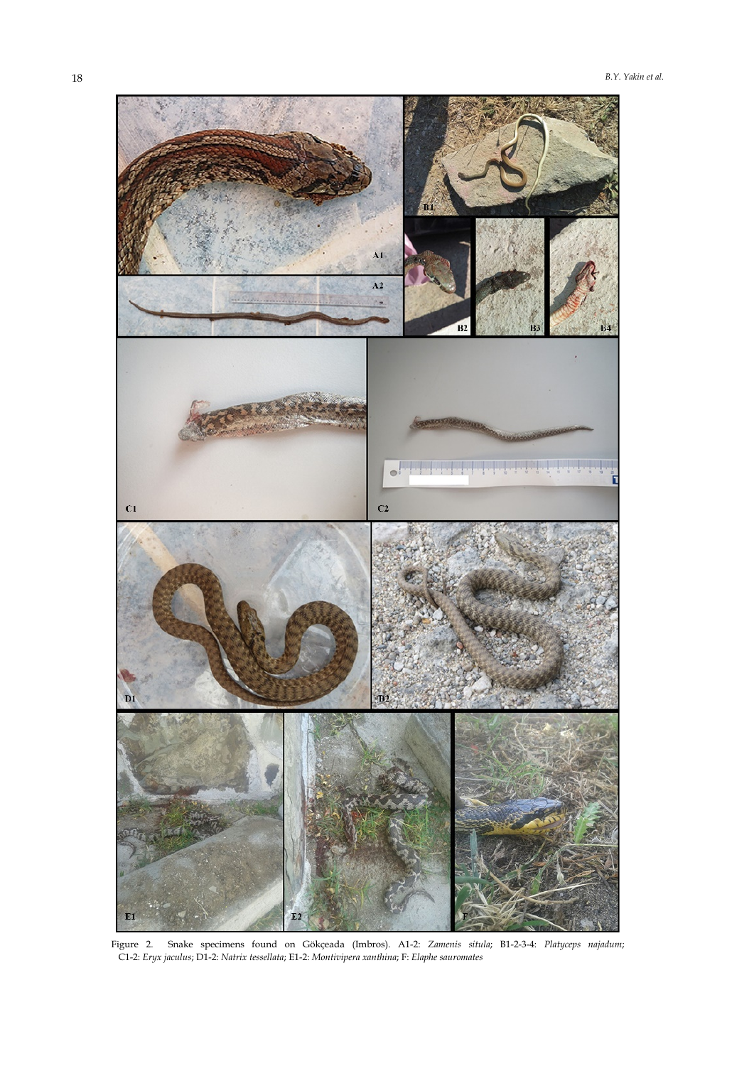Figure 2. Snake specimens found on Gökçeada (Imbros). A1-2: *Zamenis situla*; B1-2-3-4: *Platyceps najadum*; C1-2: *Eryx jaculus*; D1-2: *Natrix tessellata*; E1-2: *Montivipera xanthina*; F: *Elaphe sauromates*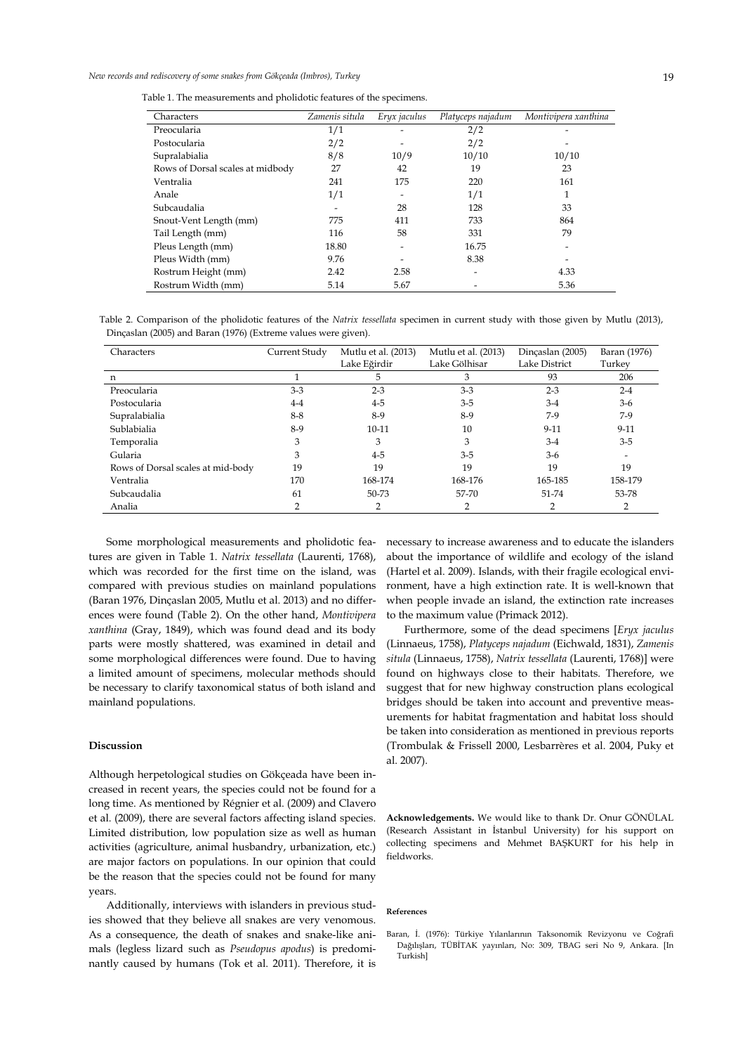Table 1. The measurements and pholidotic features of the specimens.

| Characters | *Zamenis situla* | *Eryx jaculus* | *Platyceps najadum* | *Montivipera xanthina* |
|---|---|---|---|---|
| Preocularia | 1/1 | - | 2/2 | - |
| Postocularia | 2/2 | - | 2/2 | - |
| Supralabialia | 8/8 | 10/9 | 10/10 | 10/10 |
| Rows of Dorsal scales at midbody | 27 | 42 | 19 | 23 |
| Ventralia | 241 | 175 | 220 | 161 |
| Anale | 1/1 | - | 1/1 | 1 |
| Subcaudalia | - | 28 | 128 | 33 |
| Snout-Vent Length (mm) | 775 | 411 | 733 | 864 |
| Tail Length (mm) | 116 | 58 | 331 | 79 |
| Pleus Length (mm) | 18.80 | - | 16.75 | - |
| Pleus Width (mm) | 9.76 | - | 8.38 | - |
| Rostrum Height (mm) | 2.42 | 2.58 | - | 4.33 |
| Rostrum Width (mm) | 5.14 | 5.67 | - | 5.36 |

Table 2. Comparison of the pholidotic features of the *Natrix tessellata* specimen in current study with those given by Mutlu (2013), Dinçaslan (2005) and Baran (1976) (Extreme values were given).

| Characters | Current Study | Mutlu et al. (2013) Lake Eğirdir | Mutlu et al. (2013) Lake Gölhisar | Dinçaslan (2005) Lake District | Baran (1976) Turkey |
|---|---|---|---|---|---|
| n | 1 | 5 | 3 | 93 | 206 |
| Preocularia | 3-3 | 2-3 | 3-3 | 2-3 | 2-4 |
| Postocularia | 4-4 | 4-5 | 3-5 | 3-4 | 3-6 |
| Supralabialia | 8-8 | 8-9 | 8-9 | 7-9 | 7-9 |
| Sublabialia | 8-9 | 10-11 | 10 | 9-11 | 9-11 |
| Temporalia | 3 | 3 | 3 | 3-4 | 3-5 |
| Gularia | 3 | 4-5 | 3-5 | 3-6 | - |
| Rows of Dorsal scales at mid-body | 19 | 19 | 19 | 19 | 19 |
| Ventralia | 170 | 168-174 | 168-176 | 165-185 | 158-179 |
| Subcaudalia | 61 | 50-73 | 57-70 | 51-74 | 53-78 |
| Analia | 2 | 2 | 2 | 2 | 2 |

Some morphological measurements and pholidotic features are given in Table 1. *Natrix tessellata* (Laurenti, 1768), which was recorded for the first time on the island, was compared with previous studies on mainland populations (Baran 1976, Dinçaslan 2005, Mutlu et al. 2013) and no differences were found (Table 2). On the other hand, *Montivipera xanthina* (Gray, 1849), which was found dead and its body parts were mostly shattered, was examined in detail and some morphological differences were found. Due to having a limited amount of specimens, molecular methods should be necessary to clarify taxonomical status of both island and mainland populations.

## Discussion

Although herpetological studies on Gökçeada have been increased in recent years, the species could not be found for a long time. As mentioned by Régnier et al. (2009) and Clavero et al. (2009), there are several factors affecting island species. Limited distribution, low population size as well as human activities (agriculture, animal husbandry, urbanization, etc.) are major factors on populations. In our opinion that could be the reason that the species could not be found for many years.

Additionally, interviews with islanders in previous studies showed that they believe all snakes are very venomous. As a consequence, the death of snakes and snake-like animals (legless lizard such as *Pseudopus apodus*) is predominantly caused by humans (Tok et al. 2011). Therefore, it is necessary to increase awareness and to educate the islanders about the importance of wildlife and ecology of the island (Hartel et al. 2009). Islands, with their fragile ecological environment, have a high extinction rate. It is well-known that when people invade an island, the extinction rate increases to the maximum value (Primack 2012).

Furthermore, some of the dead specimens [*Eryx jaculus* (Linnaeus, 1758), *Platyceps najadum* (Eichwald, 1831), *Zamenis situla* (Linnaeus, 1758), *Natrix tessellata* (Laurenti, 1768)] were found on highways close to their habitats. Therefore, we suggest that for new highway construction plans ecological bridges should be taken into account and preventive measurements for habitat fragmentation and habitat loss should be taken into consideration as mentioned in previous reports (Trombulak & Frissell 2000, Lesbarrères et al. 2004, Puky et al. 2007).

**Acknowledgements.** We would like to thank Dr. Onur GÖNÜLAL (Research Assistant in İstanbul University) for his support on collecting specimens and Mehmet BAŞKURT for his help in fieldworks.

#### References

Baran, İ. (1976): Türkiye Yılanlarının Taksonomik Revizyonu ve Coğrafi Dağılışları, TÜBİTAK yayınları, No: 309, TBAG seri No 9, Ankara. [In Turkish]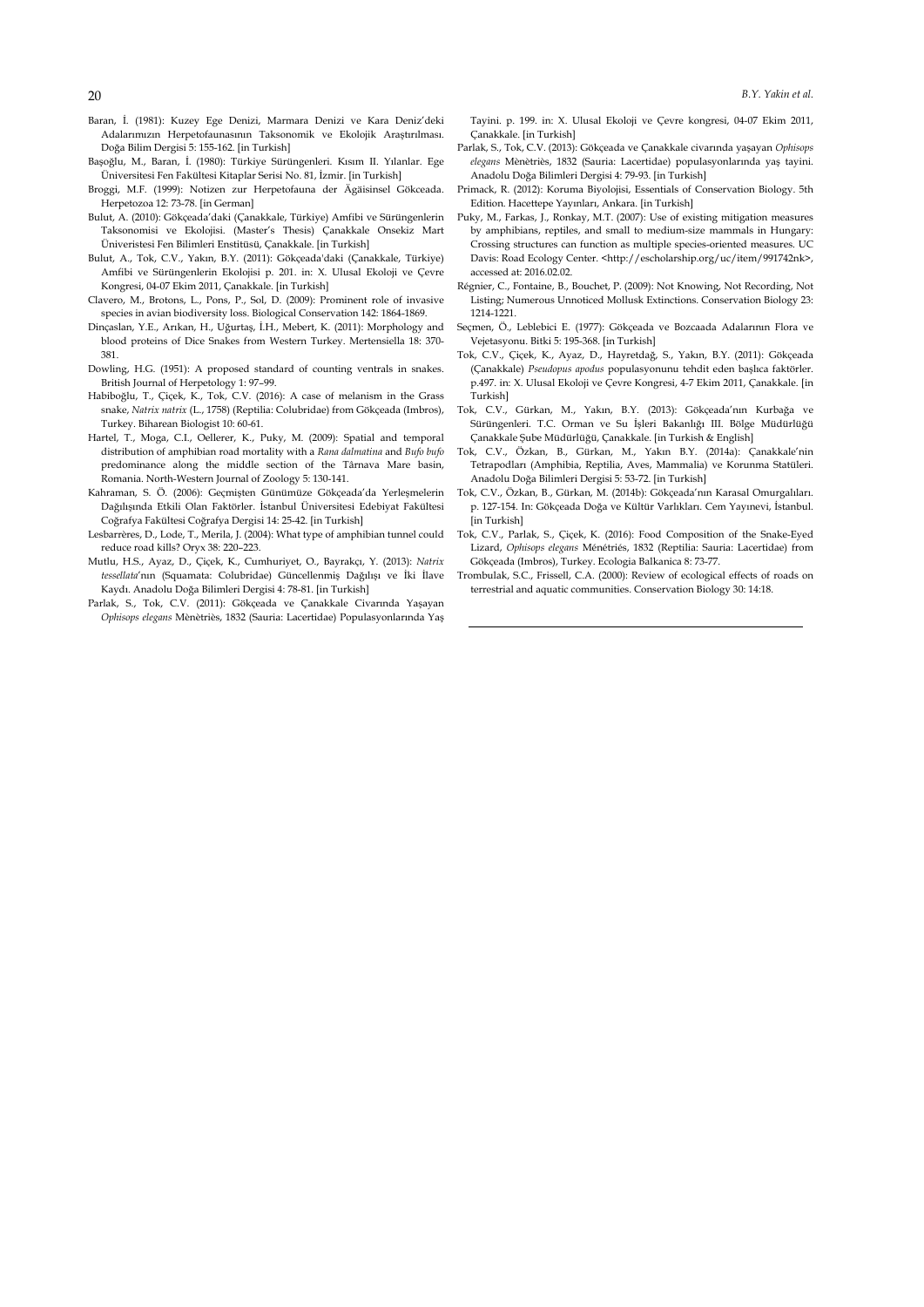Baran, İ. (1981): Kuzey Ege Denizi, Marmara Denizi ve Kara Deniz'deki Adalarımızın Herpetofaunasının Taksonomik ve Ekolojik Araştırılması. Doğa Bilim Dergisi 5: 155-162. [in Turkish]

Başoğlu, M., Baran, İ. (1980): Türkiye Sürüngenleri. Kısım II. Yılanlar. Ege Üniversitesi Fen Fakültesi Kitaplar Serisi No. 81, İzmir. [in Turkish]

Broggi, M.F. (1999): Notizen zur Herpetofauna der Ägäisinsel Gökceada. Herpetozoa 12: 73-78. [in German]

Bulut, A. (2010): Gökçeada'daki (Çanakkale, Türkiye) Amfibi ve Sürüngenlerin Taksonomisi ve Ekolojisi. (Master's Thesis) Çanakkale Onsekiz Mart Üniveristesi Fen Bilimleri Enstitüsü, Çanakkale. [in Turkish]

Bulut, A., Tok, C.V., Yakın, B.Y. (2011): Gökçeada'daki (Çanakkale, Türkiye) Amfibi ve Sürüngenlerin Ekolojisi p. 201. in: X. Ulusal Ekoloji ve Çevre Kongresi, 04-07 Ekim 2011, Çanakkale. [in Turkish]

Clavero, M., Brotons, L., Pons, P., Sol, D. (2009): Prominent role of invasive species in avian biodiversity loss. Biological Conservation 142: 1864-1869.

Dinçaslan, Y.E., Arıkan, H., Uğurtaş, İ.H., Mebert, K. (2011): Morphology and blood proteins of Dice Snakes from Western Turkey. Mertensiella 18: 370-381.

Dowling, H.G. (1951): A proposed standard of counting ventrals in snakes. British Journal of Herpetology 1: 97–99.

Habiboğlu, T., Çiçek, K., Tok, C.V. (2016): A case of melanism in the Grass snake, *Natrix natrix* (L., 1758) (Reptilia: Colubridae) from Gökçeada (Imbros), Turkey. Biharean Biologist 10: 60-61.

Hartel, T., Moga, C.I., Oellerer, K., Puky, M. (2009): Spatial and temporal distribution of amphibian road mortality with a *Rana dalmatina* and *Bufo bufo* predominance along the middle section of the Târnava Mare basin, Romania. North-Western Journal of Zoology 5: 130-141.

Kahraman, S. Ö. (2006): Geçmişten Günümüze Gökçeada'da Yerleşmelerin Dağılışında Etkili Olan Faktörler. İstanbul Üniversitesi Edebiyat Fakültesi Coğrafya Fakültesi Coğrafya Dergisi 14: 25-42. [in Turkish]

Lesbarrères, D., Lode, T., Merila, J. (2004): What type of amphibian tunnel could reduce road kills? Oryx 38: 220–223.

Mutlu, H.S., Ayaz, D., Çiçek, K., Cumhuriyet, O., Bayrakçı, Y. (2013): *Natrix tessellata*'nın (Squamata: Colubridae) Güncellenmiş Dağılışı ve İki İlave Kaydı. Anadolu Doğa Bilimleri Dergisi 4: 78-81. [in Turkish]

Parlak, S., Tok, C.V. (2011): Gökçeada ve Çanakkale Civarında Yaşayan *Ophisops elegans* Mènètriès, 1832 (Sauria: Lacertidae) Populasyonlarında Yaş Tayini. p. 199. in: X. Ulusal Ekoloji ve Çevre kongresi, 04-07 Ekim 2011, Çanakkale. [in Turkish]

Parlak, S., Tok, C.V. (2013): Gökçeada ve Çanakkale civarında yaşayan *Ophisops elegans* Mènètriès, 1832 (Sauria: Lacertidae) populasyonlarında yaş tayini. Anadolu Doğa Bilimleri Dergisi 4: 79-93. [in Turkish]

Primack, R. (2012): Koruma Biyolojisi, Essentials of Conservation Biology. 5th Edition. Hacettepe Yayınları, Ankara. [in Turkish]

Puky, M., Farkas, J., Ronkay, M.T. (2007): Use of existing mitigation measures by amphibians, reptiles, and small to medium-size mammals in Hungary: Crossing structures can function as multiple species-oriented measures. UC Davis: Road Ecology Center. <http://escholarship.org/uc/item/991742nk>, accessed at: 2016.02.02.

Régnier, C., Fontaine, B., Bouchet, P. (2009): Not Knowing, Not Recording, Not Listing; Numerous Unnoticed Mollusk Extinctions. Conservation Biology 23: 1214-1221.

Seçmen, Ö., Leblebici E. (1977): Gökçeada ve Bozcaada Adalarının Flora ve Vejetasyonu. Bitki 5: 195-368. [in Turkish]

Tok, C.V., Çiçek, K., Ayaz, D., Hayretdağ, S., Yakın, B.Y. (2011): Gökçeada (Çanakkale) *Pseudopus apodus* populasyonunu tehdit eden başlıca faktörler. p.497. in: X. Ulusal Ekoloji ve Çevre Kongresi, 4-7 Ekim 2011, Çanakkale. [in Turkish]

Tok, C.V., Gürkan, M., Yakın, B.Y. (2013): Gökçeada'nın Kurbağa ve Sürüngenleri. T.C. Orman ve Su İşleri Bakanlığı III. Bölge Müdürlüğü Çanakkale Şube Müdürlüğü, Çanakkale. [in Turkish & English]

Tok, C.V., Özkan, B., Gürkan, M., Yakın B.Y. (2014a): Çanakkale'nin Tetrapodları (Amphibia, Reptilia, Aves, Mammalia) ve Korunma Statüleri. Anadolu Doğa Bilimleri Dergisi 5: 53-72. [in Turkish]

Tok, C.V., Özkan, B., Gürkan, M. (2014b): Gökçeada'nın Karasal Omurgalıları. p. 127-154. In: Gökçeada Doğa ve Kültür Varlıkları. Cem Yayınevi, İstanbul. [in Turkish]

Tok, C.V., Parlak, S., Çiçek, K. (2016): Food Composition of the Snake-Eyed Lizard, *Ophisops elegans* Ménétriés, 1832 (Reptilia: Sauria: Lacertidae) from Gökçeada (Imbros), Turkey. Ecologia Balkanica 8: 73-77.

Trombulak, S.C., Frissell, C.A. (2000): Review of ecological effects of roads on terrestrial and aquatic communities. Conservation Biology 30: 14:18.